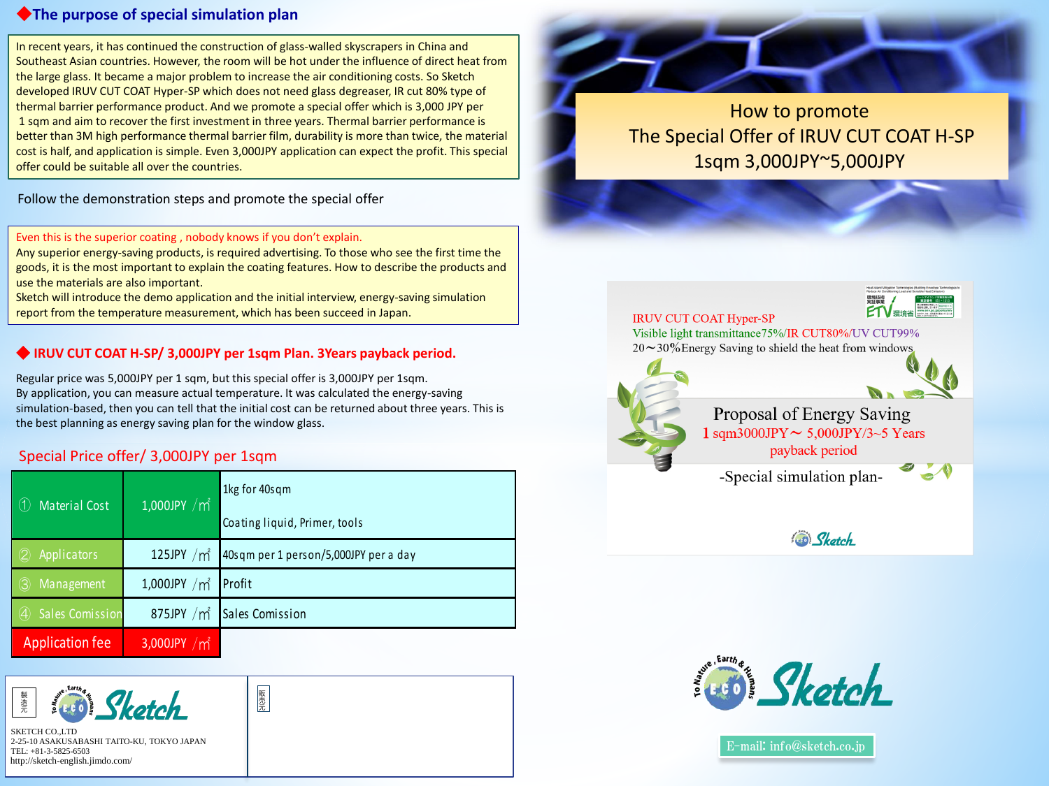## ◆The purpose of special simulation plan

In recent years, it has continued the construction of glass-walled skyscrapers in China and Southeast Asian countries. However, the room will be hot under the influence of direct heat from the large glass. It became a major problem to increase the air conditioning costs. So Sketch developed IRUV CUT COAT Hyper-SP which does not need glass degreaser, IR cut 80% type of thermal barrier performance product. And we promote a special offer which is 3,000 JPY per 1 sqm and aim to recover the first investment in three years. Thermal barrier performance is better than 3M high performance thermal barrier film, durability is more than twice, the material cost is half, and application is simple. Even 3,000JPY application can expect the profit. This special offer could be suitable all over the countries.

Follow the demonstration steps and promote the special offer

Even this is the superior coating , nobody knows if you don't explain.
Any superior energy-saving products, is required advertising. To those who see the first time the goods, it is the most important to explain the coating features. How to describe the products and use the materials are also important.
Sketch will introduce the demo application and the initial interview, energy-saving simulation report from the temperature measurement, which has been succeed in Japan.

## ◆ IRUV CUT COAT H-SP/ 3,000JPY per 1sqm Plan. 3Years payback period.

Regular price was 5,000JPY per 1 sqm, but this special offer is 3,000JPY per 1sqm.
By application, you can measure actual temperature. It was calculated the energy-saving simulation-based, then you can tell that the initial cost can be returned about three years. This is the best planning as energy saving plan for the window glass.

### Special Price offer/ 3,000JPY per 1sqm

| Item | Cost | Note |
|---|---|---|
| ① Material Cost | 1,000JPY /㎡ | 1kg for 40sqm<br>Coating liquid, Primer, tools |
| ② Applicators | 125JPY /㎡ | 40sqm per 1 person/5,000JPY per a day |
| ③ Management | 1,000JPY /㎡ | Profit |
| ④ Sales Comission | 875JPY /㎡ | Sales Comission |
| Application fee | 3,000JPY /㎡ | |

製造元

To Nature, Earth & Humans ECO Sketch

SKETCH CO.,LTD
2-25-10 ASAKUSABASHI TAITO-KU, TOKYO JAPAN
TEL: +81-3-5825-6503
http://sketch-english.jimdo.com/

販売元

# How to promote The Special Offer of IRUV CUT COAT H-SP 1sqm 3,000JPY~5,000JPY

IRUV CUT COAT Hyper-SP
Visible light transmittance75%/IR CUT80%/UV CUT99%
20～30%Energy Saving to shield the heat from windows

ETV 環境省

### Proposal of Energy Saving

1 sqm3000JPY～ 5,000JPY/3~5 Years payback period

-Special simulation plan-

Sketch

To Nature, Earth & Humans ECO Sketch

E-mail: info@sketch.co.jp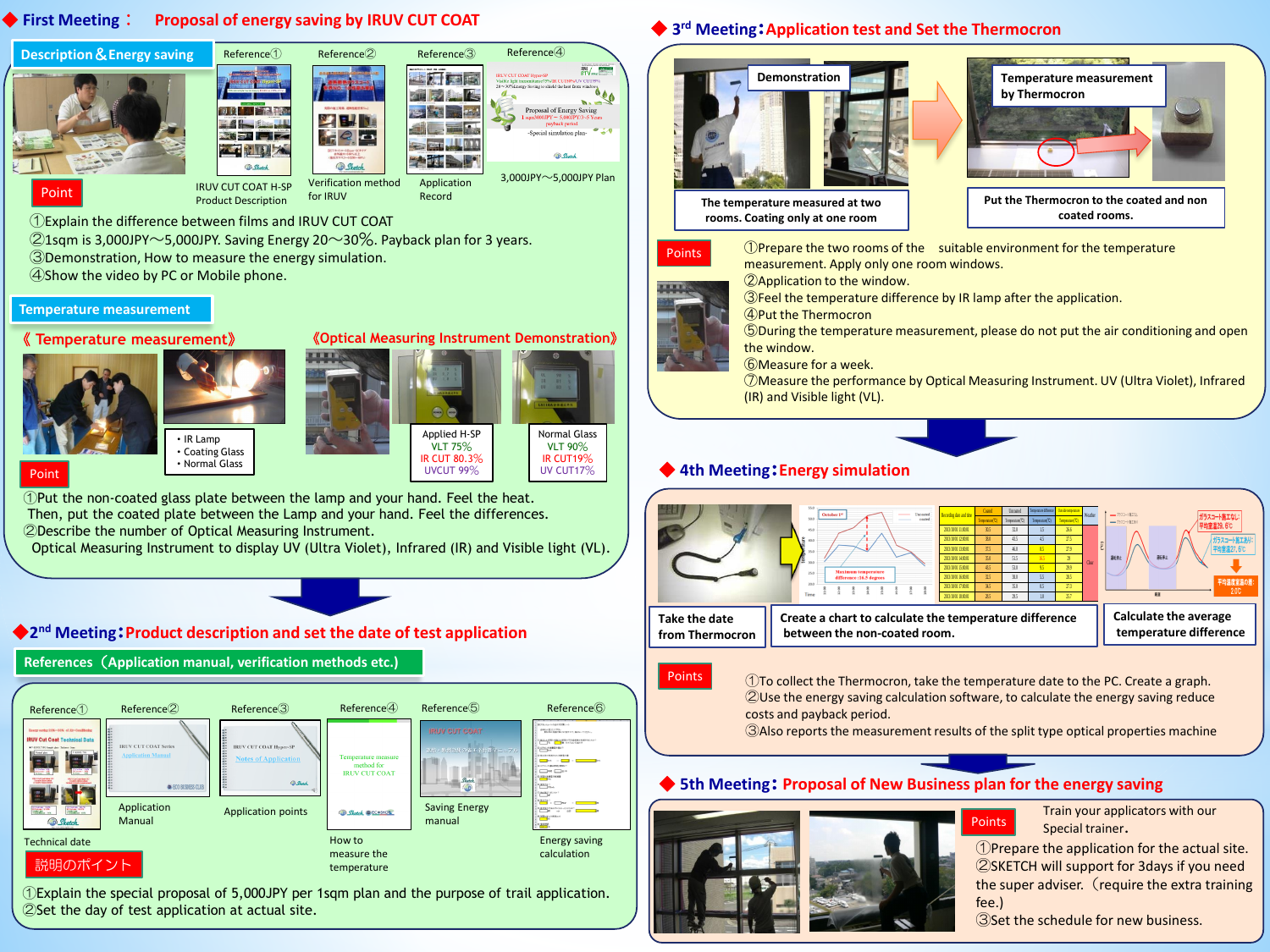## ◆ First Meeting： Proposal of energy saving by IRUV CUT COAT

### Description＆Energy saving

Reference① IRUV CUT COAT H-SP Product Description

Reference② Verification method for IRUV

Reference③ Application Record

Reference④ 3,000JPY～5,000JPY Plan

**Point**

①Explain the difference between films and IRUV CUT COAT

②1sqm is 3,000JPY～5,000JPY. Saving Energy 20～30%. Payback plan for 3 years.

③Demonstration, How to measure the energy simulation.

④Show the video by PC or Mobile phone.

### Temperature measurement

《 Temperature measurement》

- IR Lamp
- Coating Glass
- Normal Glass

《Optical Measuring Instrument Demonstration》

Applied H-SP
VLT 75%
IR CUT 80.3%
UVCUT 99%

Normal Glass
VLT 90%
IR CUT19%
UV CUT17%

**Point**

①Put the non-coated glass plate between the lamp and your hand. Feel the heat.
Then, put the coated plate between the Lamp and your hand. Feel the differences.

②Describe the number of Optical Measuring Instrument.
Optical Measuring Instrument to display UV (Ultra Violet), Infrared (IR) and Visible light (VL).

## ◆2nd Meeting：Product description and set the date of test application

### References（Application manual, verification methods etc.）

Reference① Technical date

Reference② Application Manual

Reference③ Application points

Reference④ How to measure the temperature

Reference⑤ Saving Energy manual

Reference⑥ Energy saving calculation

**説明のポイント**

①Explain the special proposal of 5,000JPY per 1sqm plan and the purpose of trail application.

②Set the day of test application at actual site.

## ◆ 3rd Meeting：Application test and Set the Thermocron

Demonstration

The temperature measured at two rooms. Coating only at one room

Temperature measurement by Thermocron

Put the Thermocron to the coated and non coated rooms.

**Points**

①Prepare the two rooms of the suitable environment for the temperature measurement. Apply only one room windows.

②Application to the window.

③Feel the temperature difference by IR lamp after the application.

④Put the Thermocron

⑤During the temperature measurement, please do not put the air conditioning and open the window.

⑥Measure for a week.

⑦Measure the performance by Optical Measuring Instrument. UV (Ultra Violet), Infrared (IR) and Visible light (VL).

## ◆ 4th Meeting：Energy simulation

Take the date from Thermocron

Create a chart to calculate the temperature difference between the non-coated room.

Calculate the average temperature difference

**Points**

①To collect the Thermocron, take the temperature date to the PC. Create a graph.

②Use the energy saving calculation software, to calculate the energy saving reduce costs and payback period.

③Also reports the measurement results of the split type optical properties machine

## ◆ 5th Meeting：Proposal of New Business plan for the energy saving

**Points**

Train your applicators with our Special trainer.

①Prepare the application for the actual site.

②SKETCH will support for 3days if you need the super adviser.（require the extra training fee.）

③Set the schedule for new business.